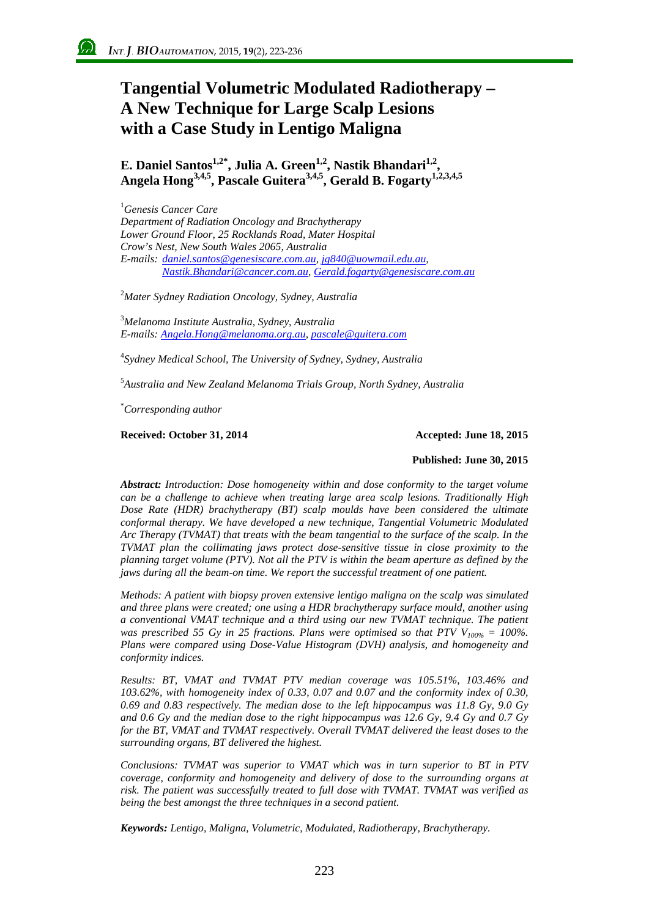# Tangential Volumetric Modulated Radiotherapy – A New Technique for Large Scalp Lesions with a Case Study in Lentigo Maligna

**E. Daniel Santos[1,2*], Julia A. Green[1,2], Nastik Bhandari[1,2], Angela Hong[3,4,5], Pascale Guitera[3,4,5], Gerald B. Fogarty[1,2,3,4,5]**

[1] *Genesis Cancer Care*
*Department of Radiation Oncology and Brachytherapy*
*Lower Ground Floor, 25 Rocklands Road, Mater Hospital*
*Crow's Nest, New South Wales 2065, Australia*
*E-mails: daniel.santos@genesiscare.com.au, jg840@uowmail.edu.au, Nastik.Bhandari@cancer.com.au, Gerald.fogarty@genesiscare.com.au*

[2] *Mater Sydney Radiation Oncology, Sydney, Australia*

[3] *Melanoma Institute Australia, Sydney, Australia*
*E-mails: Angela.Hong@melanoma.org.au, pascale@guitera.com*

[4] *Sydney Medical School, The University of Sydney, Sydney, Australia*

[5] *Australia and New Zealand Melanoma Trials Group, North Sydney, Australia*

[*] *Corresponding author*

**Received: October 31, 2014** **Accepted: June 18, 2015**

**Published: June 30, 2015**

***Abstract:*** *Introduction: Dose homogeneity within and dose conformity to the target volume can be a challenge to achieve when treating large area scalp lesions. Traditionally High Dose Rate (HDR) brachytherapy (BT) scalp moulds have been considered the ultimate conformal therapy. We have developed a new technique, Tangential Volumetric Modulated Arc Therapy (TVMAT) that treats with the beam tangential to the surface of the scalp. In the TVMAT plan the collimating jaws protect dose-sensitive tissue in close proximity to the planning target volume (PTV). Not all the PTV is within the beam aperture as defined by the jaws during all the beam-on time. We report the successful treatment of one patient.*

*Methods: A patient with biopsy proven extensive lentigo maligna on the scalp was simulated and three plans were created; one using a HDR brachytherapy surface mould, another using a conventional VMAT technique and a third using our new TVMAT technique. The patient was prescribed 55 Gy in 25 fractions. Plans were optimised so that PTV $V_{100\%}$ = 100%. Plans were compared using Dose-Value Histogram (DVH) analysis, and homogeneity and conformity indices.*

*Results: BT, VMAT and TVMAT PTV median coverage was 105.51%, 103.46% and 103.62%, with homogeneity index of 0.33, 0.07 and 0.07 and the conformity index of 0.30, 0.69 and 0.83 respectively. The median dose to the left hippocampus was 11.8 Gy, 9.0 Gy and 0.6 Gy and the median dose to the right hippocampus was 12.6 Gy, 9.4 Gy and 0.7 Gy for the BT, VMAT and TVMAT respectively. Overall TVMAT delivered the least doses to the surrounding organs, BT delivered the highest.*

*Conclusions: TVMAT was superior to VMAT which was in turn superior to BT in PTV coverage, conformity and homogeneity and delivery of dose to the surrounding organs at risk. The patient was successfully treated to full dose with TVMAT. TVMAT was verified as being the best amongst the three techniques in a second patient.*

***Keywords:*** *Lentigo, Maligna, Volumetric, Modulated, Radiotherapy, Brachytherapy.*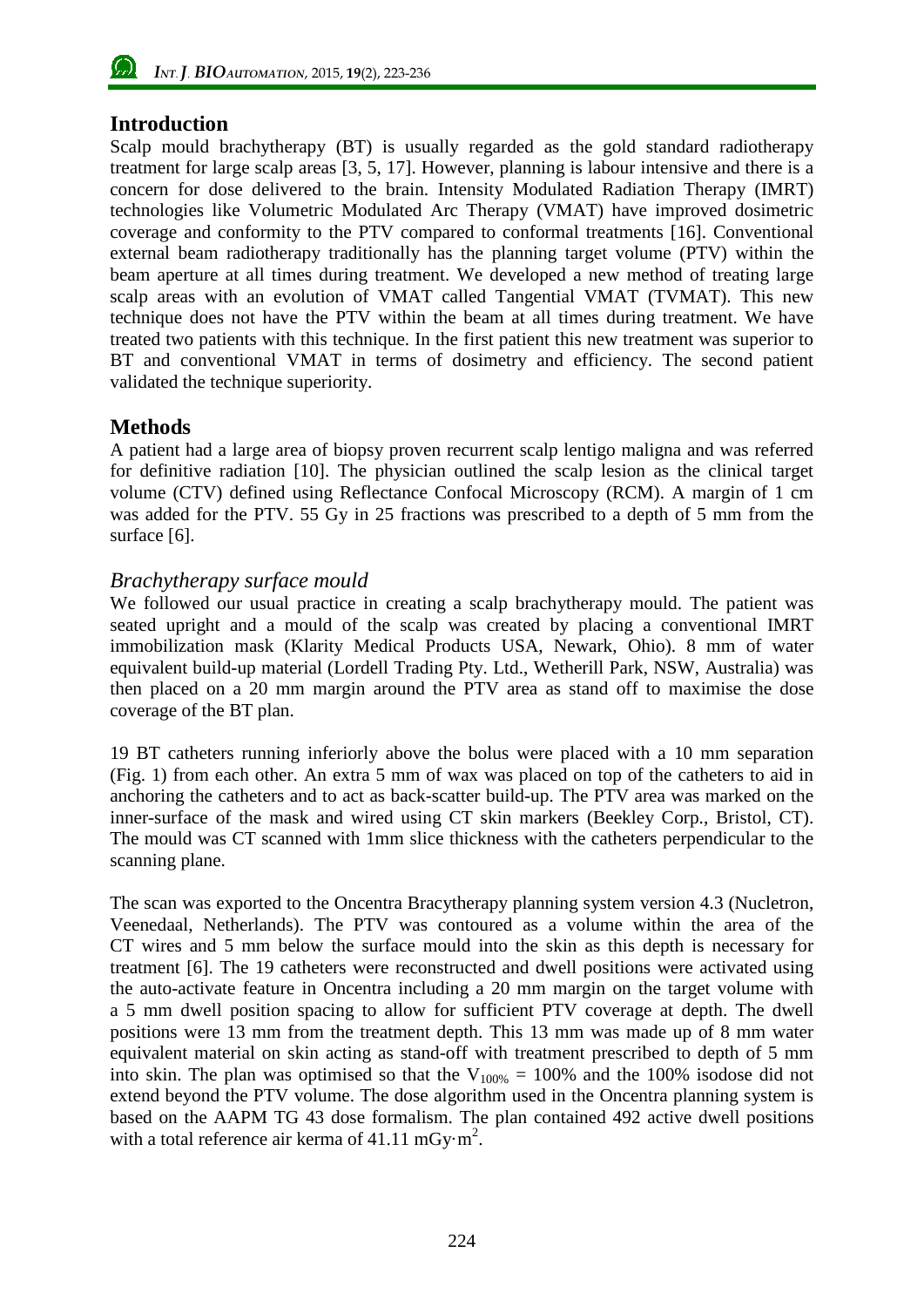## Introduction

Scalp mould brachytherapy (BT) is usually regarded as the gold standard radiotherapy treatment for large scalp areas [3, 5, 17]. However, planning is labour intensive and there is a concern for dose delivered to the brain. Intensity Modulated Radiation Therapy (IMRT) technologies like Volumetric Modulated Arc Therapy (VMAT) have improved dosimetric coverage and conformity to the PTV compared to conformal treatments [16]. Conventional external beam radiotherapy traditionally has the planning target volume (PTV) within the beam aperture at all times during treatment. We developed a new method of treating large scalp areas with an evolution of VMAT called Tangential VMAT (TVMAT). This new technique does not have the PTV within the beam at all times during treatment. We have treated two patients with this technique. In the first patient this new treatment was superior to BT and conventional VMAT in terms of dosimetry and efficiency. The second patient validated the technique superiority.

## Methods

A patient had a large area of biopsy proven recurrent scalp lentigo maligna and was referred for definitive radiation [10]. The physician outlined the scalp lesion as the clinical target volume (CTV) defined using Reflectance Confocal Microscopy (RCM). A margin of 1 cm was added for the PTV. 55 Gy in 25 fractions was prescribed to a depth of 5 mm from the surface [6].

### *Brachytherapy surface mould*

We followed our usual practice in creating a scalp brachytherapy mould. The patient was seated upright and a mould of the scalp was created by placing a conventional IMRT immobilization mask (Klarity Medical Products USA, Newark, Ohio). 8 mm of water equivalent build-up material (Lordell Trading Pty. Ltd., Wetherill Park, NSW, Australia) was then placed on a 20 mm margin around the PTV area as stand off to maximise the dose coverage of the BT plan.

19 BT catheters running inferiorly above the bolus were placed with a 10 mm separation (Fig. 1) from each other. An extra 5 mm of wax was placed on top of the catheters to aid in anchoring the catheters and to act as back-scatter build-up. The PTV area was marked on the inner-surface of the mask and wired using CT skin markers (Beekley Corp., Bristol, CT). The mould was CT scanned with 1mm slice thickness with the catheters perpendicular to the scanning plane.

The scan was exported to the Oncentra Bracytherapy planning system version 4.3 (Nucletron, Veenedaal, Netherlands). The PTV was contoured as a volume within the area of the CT wires and 5 mm below the surface mould into the skin as this depth is necessary for treatment [6]. The 19 catheters were reconstructed and dwell positions were activated using the auto-activate feature in Oncentra including a 20 mm margin on the target volume with a 5 mm dwell position spacing to allow for sufficient PTV coverage at depth. The dwell positions were 13 mm from the treatment depth. This 13 mm was made up of 8 mm water equivalent material on skin acting as stand-off with treatment prescribed to depth of 5 mm into skin. The plan was optimised so that the $V_{100\%}$ = 100% and the 100% isodose did not extend beyond the PTV volume. The dose algorithm used in the Oncentra planning system is based on the AAPM TG 43 dose formalism. The plan contained 492 active dwell positions with a total reference air kerma of 41.11 $mGy \cdot m^2$.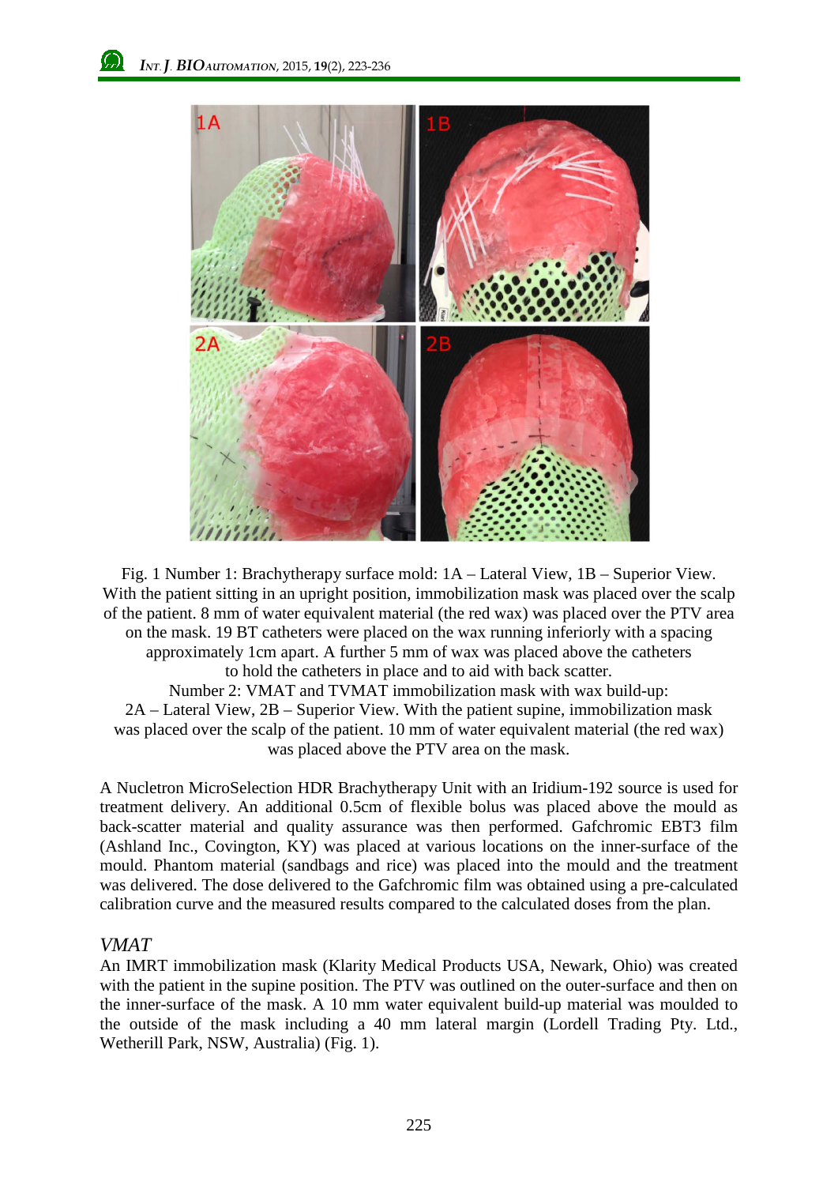Fig. 1 Number 1: Brachytherapy surface mold: 1A – Lateral View, 1B – Superior View. With the patient sitting in an upright position, immobilization mask was placed over the scalp of the patient. 8 mm of water equivalent material (the red wax) was placed over the PTV area on the mask. 19 BT catheters were placed on the wax running inferiorly with a spacing approximately 1cm apart. A further 5 mm of wax was placed above the catheters to hold the catheters in place and to aid with back scatter.
Number 2: VMAT and TVMAT immobilization mask with wax build-up: 2A – Lateral View, 2B – Superior View. With the patient supine, immobilization mask was placed over the scalp of the patient. 10 mm of water equivalent material (the red wax) was placed above the PTV area on the mask.

A Nucletron MicroSelection HDR Brachytherapy Unit with an Iridium-192 source is used for treatment delivery. An additional 0.5cm of flexible bolus was placed above the mould as back-scatter material and quality assurance was then performed. Gafchromic EBT3 film (Ashland Inc., Covington, KY) was placed at various locations on the inner-surface of the mould. Phantom material (sandbags and rice) was placed into the mould and the treatment was delivered. The dose delivered to the Gafchromic film was obtained using a pre-calculated calibration curve and the measured results compared to the calculated doses from the plan.

### *VMAT*

An IMRT immobilization mask (Klarity Medical Products USA, Newark, Ohio) was created with the patient in the supine position. The PTV was outlined on the outer-surface and then on the inner-surface of the mask. A 10 mm water equivalent build-up material was moulded to the outside of the mask including a 40 mm lateral margin (Lordell Trading Pty. Ltd., Wetherill Park, NSW, Australia) (Fig. 1).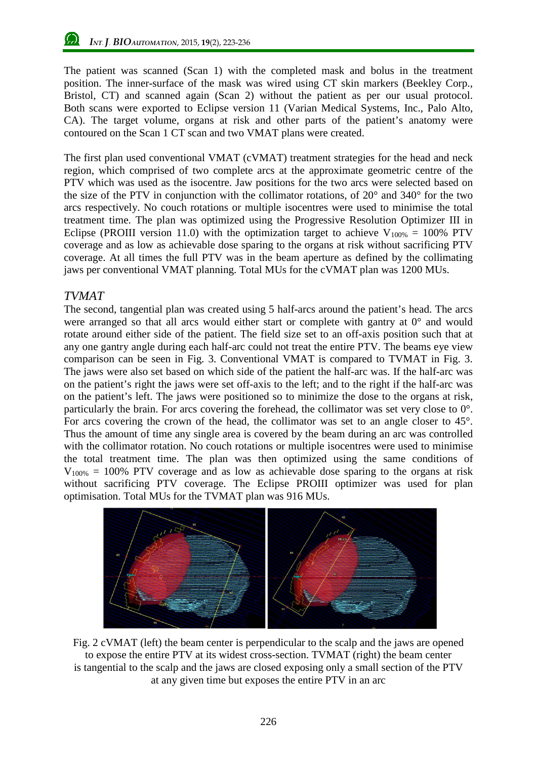The patient was scanned (Scan 1) with the completed mask and bolus in the treatment position. The inner-surface of the mask was wired using CT skin markers (Beekley Corp., Bristol, CT) and scanned again (Scan 2) without the patient as per our usual protocol. Both scans were exported to Eclipse version 11 (Varian Medical Systems, Inc., Palo Alto, CA). The target volume, organs at risk and other parts of the patient's anatomy were contoured on the Scan 1 CT scan and two VMAT plans were created.

The first plan used conventional VMAT (cVMAT) treatment strategies for the head and neck region, which comprised of two complete arcs at the approximate geometric centre of the PTV which was used as the isocentre. Jaw positions for the two arcs were selected based on the size of the PTV in conjunction with the collimator rotations, of 20° and 340° for the two arcs respectively. No couch rotations or multiple isocentres were used to minimise the total treatment time. The plan was optimized using the Progressive Resolution Optimizer III in Eclipse (PROIII version 11.0) with the optimization target to achieve $V_{100\%}$ = 100% PTV coverage and as low as achievable dose sparing to the organs at risk without sacrificing PTV coverage. At all times the full PTV was in the beam aperture as defined by the collimating jaws per conventional VMAT planning. Total MUs for the cVMAT plan was 1200 MUs.

## *TVMAT*

The second, tangential plan was created using 5 half-arcs around the patient's head. The arcs were arranged so that all arcs would either start or complete with gantry at 0° and would rotate around either side of the patient. The field size set to an off-axis position such that at any one gantry angle during each half-arc could not treat the entire PTV. The beams eye view comparison can be seen in Fig. 3. Conventional VMAT is compared to TVMAT in Fig. 3. The jaws were also set based on which side of the patient the half-arc was. If the half-arc was on the patient's right the jaws were set off-axis to the left; and to the right if the half-arc was on the patient's left. The jaws were positioned so to minimize the dose to the organs at risk, particularly the brain. For arcs covering the forehead, the collimator was set very close to 0°. For arcs covering the crown of the head, the collimator was set to an angle closer to 45°. Thus the amount of time any single area is covered by the beam during an arc was controlled with the collimator rotation. No couch rotations or multiple isocentres were used to minimise the total treatment time. The plan was then optimized using the same conditions of $V_{100\%}$ = 100% PTV coverage and as low as achievable dose sparing to the organs at risk without sacrificing PTV coverage. The Eclipse PROIII optimizer was used for plan optimisation. Total MUs for the TVMAT plan was 916 MUs.

Fig. 2 cVMAT (left) the beam center is perpendicular to the scalp and the jaws are opened to expose the entire PTV at its widest cross-section. TVMAT (right) the beam center is tangential to the scalp and the jaws are closed exposing only a small section of the PTV at any given time but exposes the entire PTV in an arc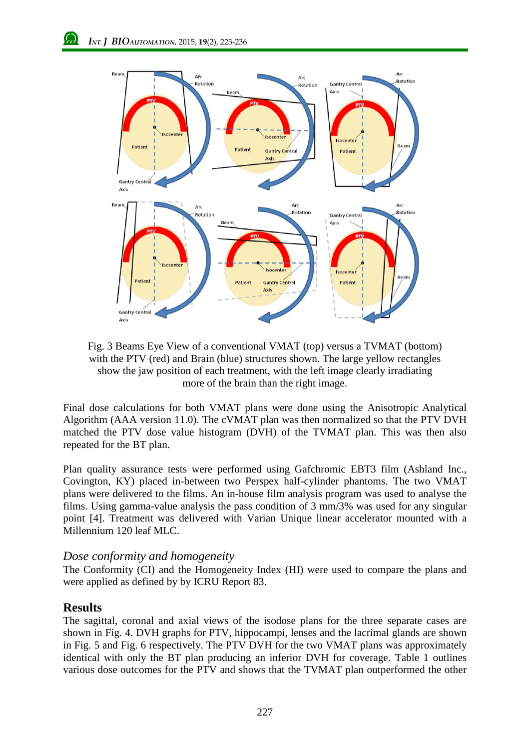Fig. 3 Beams Eye View of a conventional VMAT (top) versus a TVMAT (bottom) with the PTV (red) and Brain (blue) structures shown. The large yellow rectangles show the jaw position of each treatment, with the left image clearly irradiating more of the brain than the right image.

Final dose calculations for both VMAT plans were done using the Anisotropic Analytical Algorithm (AAA version 11.0). The cVMAT plan was then normalized so that the PTV DVH matched the PTV dose value histogram (DVH) of the TVMAT plan. This was then also repeated for the BT plan.

Plan quality assurance tests were performed using Gafchromic EBT3 film (Ashland Inc., Covington, KY) placed in-between two Perspex half-cylinder phantoms. The two VMAT plans were delivered to the films. An in-house film analysis program was used to analyse the films. Using gamma-value analysis the pass condition of 3 mm/3% was used for any singular point [4]. Treatment was delivered with Varian Unique linear accelerator mounted with a Millennium 120 leaf MLC.

### *Dose conformity and homogeneity*

The Conformity (CI) and the Homogeneity Index (HI) were used to compare the plans and were applied as defined by by ICRU Report 83.

## Results

The sagittal, coronal and axial views of the isodose plans for the three separate cases are shown in Fig. 4. DVH graphs for PTV, hippocampi, lenses and the lacrimal glands are shown in Fig. 5 and Fig. 6 respectively. The PTV DVH for the two VMAT plans was approximately identical with only the BT plan producing an inferior DVH for coverage. Table 1 outlines various dose outcomes for the PTV and shows that the TVMAT plan outperformed the other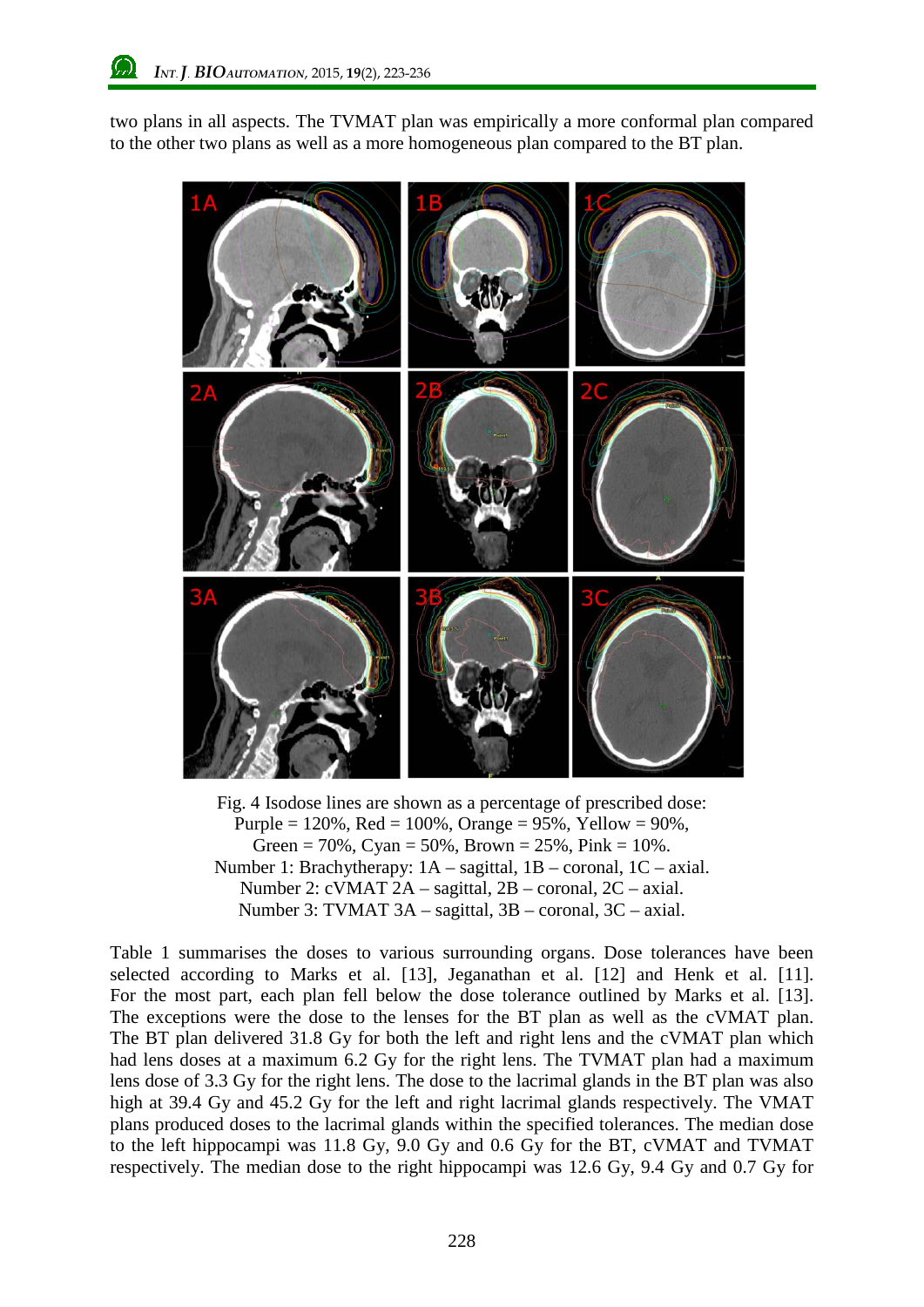two plans in all aspects. The TVMAT plan was empirically a more conformal plan compared to the other two plans as well as a more homogeneous plan compared to the BT plan.

Fig. 4 Isodose lines are shown as a percentage of prescribed dose:
Purple = 120%, Red = 100%, Orange = 95%, Yellow = 90%,
Green = 70%, Cyan = 50%, Brown = 25%, Pink = 10%.
Number 1: Brachytherapy: 1A – sagittal, 1B – coronal, 1C – axial.
Number 2: cVMAT 2A – sagittal, 2B – coronal, 2C – axial.
Number 3: TVMAT 3A – sagittal, 3B – coronal, 3C – axial.

Table 1 summarises the doses to various surrounding organs. Dose tolerances have been selected according to Marks et al. [13], Jeganathan et al. [12] and Henk et al. [11]. For the most part, each plan fell below the dose tolerance outlined by Marks et al. [13]. The exceptions were the dose to the lenses for the BT plan as well as the cVMAT plan. The BT plan delivered 31.8 Gy for both the left and right lens and the cVMAT plan which had lens doses at a maximum 6.2 Gy for the right lens. The TVMAT plan had a maximum lens dose of 3.3 Gy for the right lens. The dose to the lacrimal glands in the BT plan was also high at 39.4 Gy and 45.2 Gy for the left and right lacrimal glands respectively. The VMAT plans produced doses to the lacrimal glands within the specified tolerances. The median dose to the left hippocampi was 11.8 Gy, 9.0 Gy and 0.6 Gy for the BT, cVMAT and TVMAT respectively. The median dose to the right hippocampi was 12.6 Gy, 9.4 Gy and 0.7 Gy for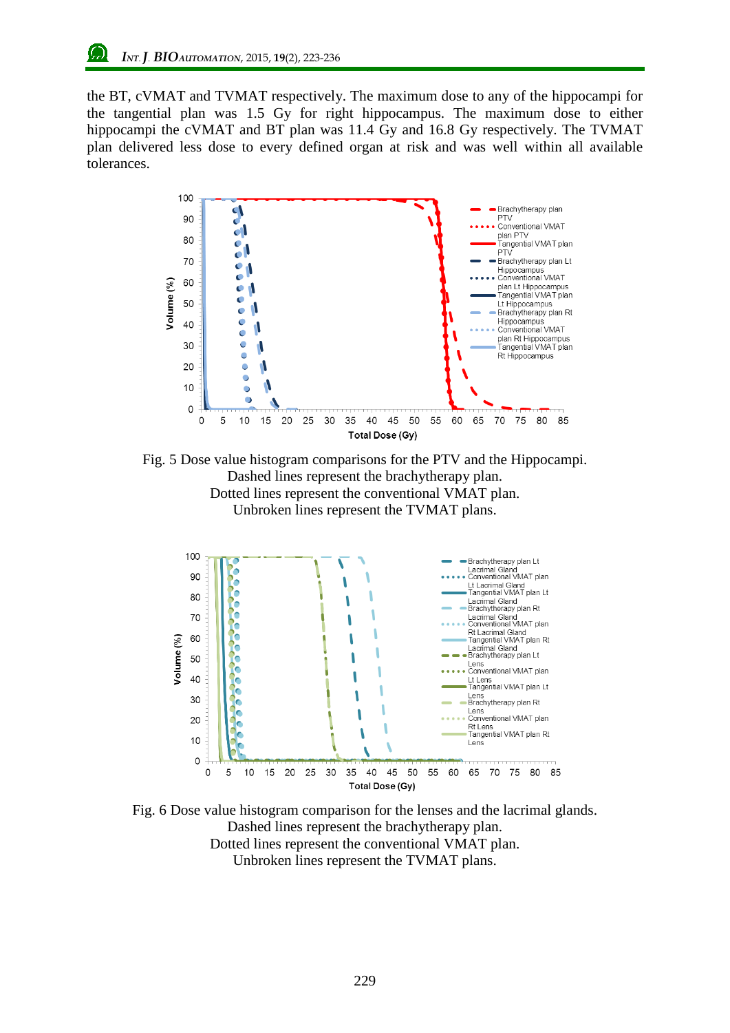the BT, cVMAT and TVMAT respectively. The maximum dose to any of the hippocampi for the tangential plan was 1.5 Gy for right hippocampus. The maximum dose to either hippocampi the cVMAT and BT plan was 11.4 Gy and 16.8 Gy respectively. The TVMAT plan delivered less dose to every defined organ at risk and was well within all available tolerances.

Fig. 5 Dose value histogram comparisons for the PTV and the Hippocampi.
Dashed lines represent the brachytherapy plan.
Dotted lines represent the conventional VMAT plan.
Unbroken lines represent the TVMAT plans.

Fig. 6 Dose value histogram comparison for the lenses and the lacrimal glands.
Dashed lines represent the brachytherapy plan.
Dotted lines represent the conventional VMAT plan.
Unbroken lines represent the TVMAT plans.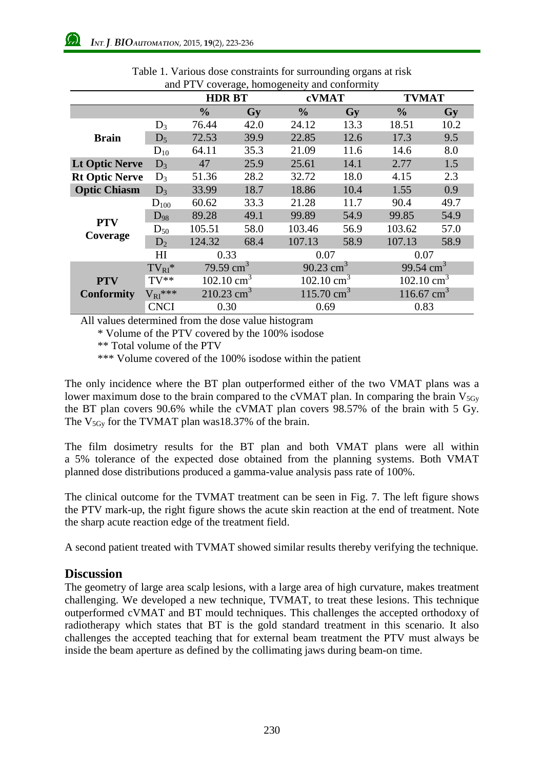Table 1. Various dose constraints for surrounding organs at risk and PTV coverage, homogeneity and conformity

| | | HDR BT | | cVMAT | | TVMAT | |
|---|---|---|---|---|---|---|---|
| | | % | Gy | % | Gy | % | Gy |
| **Brain** | $D_3$ | 76.44 | 42.0 | 24.12 | 13.3 | 18.51 | 10.2 |
| | $D_5$ | 72.53 | 39.9 | 22.85 | 12.6 | 17.3 | 9.5 |
| | $D_{10}$ | 64.11 | 35.3 | 21.09 | 11.6 | 14.6 | 8.0 |
| **Lt Optic Nerve** | $D_3$ | 47 | 25.9 | 25.61 | 14.1 | 2.77 | 1.5 |
| **Rt Optic Nerve** | $D_3$ | 51.36 | 28.2 | 32.72 | 18.0 | 4.15 | 2.3 |
| **Optic Chiasm** | $D_3$ | 33.99 | 18.7 | 18.86 | 10.4 | 1.55 | 0.9 |
| **PTV Coverage** | $D_{100}$ | 60.62 | 33.3 | 21.28 | 11.7 | 90.4 | 49.7 |
| | $D_{98}$ | 89.28 | 49.1 | 99.89 | 54.9 | 99.85 | 54.9 |
| | $D_{50}$ | 105.51 | 58.0 | 103.46 | 56.9 | 103.62 | 57.0 |
| | $D_2$ | 124.32 | 68.4 | 107.13 | 58.9 | 107.13 | 58.9 |
| | HI | 0.33 | | 0.07 | | 0.07 | |
| **PTV Conformity** | $TV_{RI}$* | 79.59 $cm^3$ | | 90.23 $cm^3$ | | 99.54 $cm^3$ | |
| | TV** | 102.10 $cm^3$ | | 102.10 $cm^3$ | | 102.10 $cm^3$ | |
| | $V_{RI}$*** | 210.23 $cm^3$ | | 115.70 $cm^3$ | | 116.67 $cm^3$ | |
| | CNCI | 0.30 | | 0.69 | | 0.83 | |

All values determined from the dose value histogram

\* Volume of the PTV covered by the 100% isodose

\*\* Total volume of the PTV

\*\*\* Volume covered of the 100% isodose within the patient

The only incidence where the BT plan outperformed either of the two VMAT plans was a lower maximum dose to the brain compared to the cVMAT plan. In comparing the brain $V_{5Gy}$ the BT plan covers 90.6% while the cVMAT plan covers 98.57% of the brain with 5 Gy. The $V_{5Gy}$ for the TVMAT plan was18.37% of the brain.

The film dosimetry results for the BT plan and both VMAT plans were all within a 5% tolerance of the expected dose obtained from the planning systems. Both VMAT planned dose distributions produced a gamma-value analysis pass rate of 100%.

The clinical outcome for the TVMAT treatment can be seen in Fig. 7. The left figure shows the PTV mark-up, the right figure shows the acute skin reaction at the end of treatment. Note the sharp acute reaction edge of the treatment field.

A second patient treated with TVMAT showed similar results thereby verifying the technique.

## Discussion

The geometry of large area scalp lesions, with a large area of high curvature, makes treatment challenging. We developed a new technique, TVMAT, to treat these lesions. This technique outperformed cVMAT and BT mould techniques. This challenges the accepted orthodoxy of radiotherapy which states that BT is the gold standard treatment in this scenario. It also challenges the accepted teaching that for external beam treatment the PTV must always be inside the beam aperture as defined by the collimating jaws during beam-on time.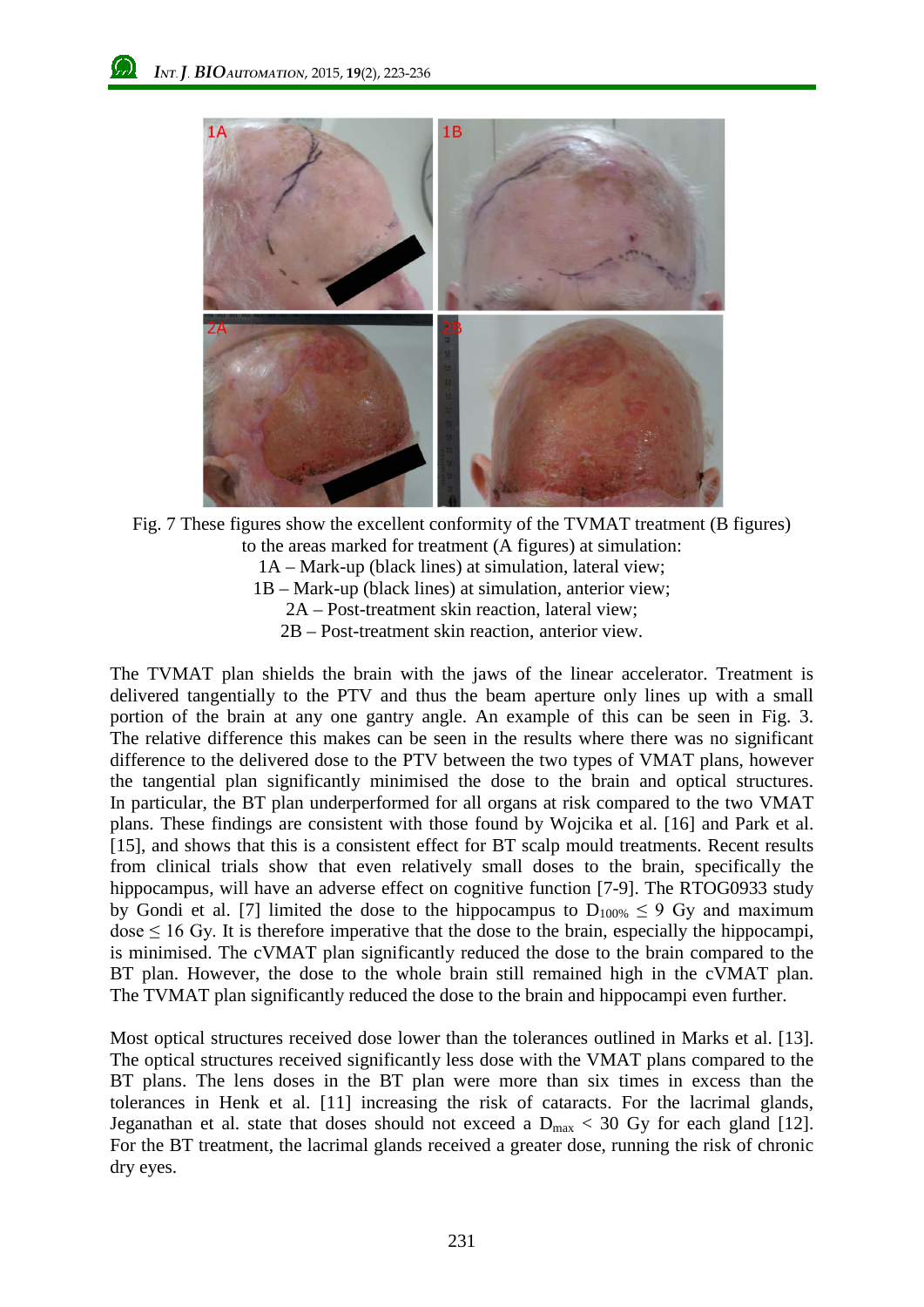Fig. 7 These figures show the excellent conformity of the TVMAT treatment (B figures) to the areas marked for treatment (A figures) at simulation:
1A – Mark-up (black lines) at simulation, lateral view;
1B – Mark-up (black lines) at simulation, anterior view;
2A – Post-treatment skin reaction, lateral view;
2B – Post-treatment skin reaction, anterior view.

The TVMAT plan shields the brain with the jaws of the linear accelerator. Treatment is delivered tangentially to the PTV and thus the beam aperture only lines up with a small portion of the brain at any one gantry angle. An example of this can be seen in Fig. 3. The relative difference this makes can be seen in the results where there was no significant difference to the delivered dose to the PTV between the two types of VMAT plans, however the tangential plan significantly minimised the dose to the brain and optical structures. In particular, the BT plan underperformed for all organs at risk compared to the two VMAT plans. These findings are consistent with those found by Wojcika et al. [16] and Park et al. [15], and shows that this is a consistent effect for BT scalp mould treatments. Recent results from clinical trials show that even relatively small doses to the brain, specifically the hippocampus, will have an adverse effect on cognitive function [7-9]. The RTOG0933 study by Gondi et al. [7] limited the dose to the hippocampus to $D_{100\%} \leq 9$ Gy and maximum dose $\leq 16$ Gy. It is therefore imperative that the dose to the brain, especially the hippocampi, is minimised. The cVMAT plan significantly reduced the dose to the brain compared to the BT plan. However, the dose to the whole brain still remained high in the cVMAT plan. The TVMAT plan significantly reduced the dose to the brain and hippocampi even further.

Most optical structures received dose lower than the tolerances outlined in Marks et al. [13]. The optical structures received significantly less dose with the VMAT plans compared to the BT plans. The lens doses in the BT plan were more than six times in excess than the tolerances in Henk et al. [11] increasing the risk of cataracts. For the lacrimal glands, Jeganathan et al. state that doses should not exceed a $D_{max} < 30$ Gy for each gland [12]. For the BT treatment, the lacrimal glands received a greater dose, running the risk of chronic dry eyes.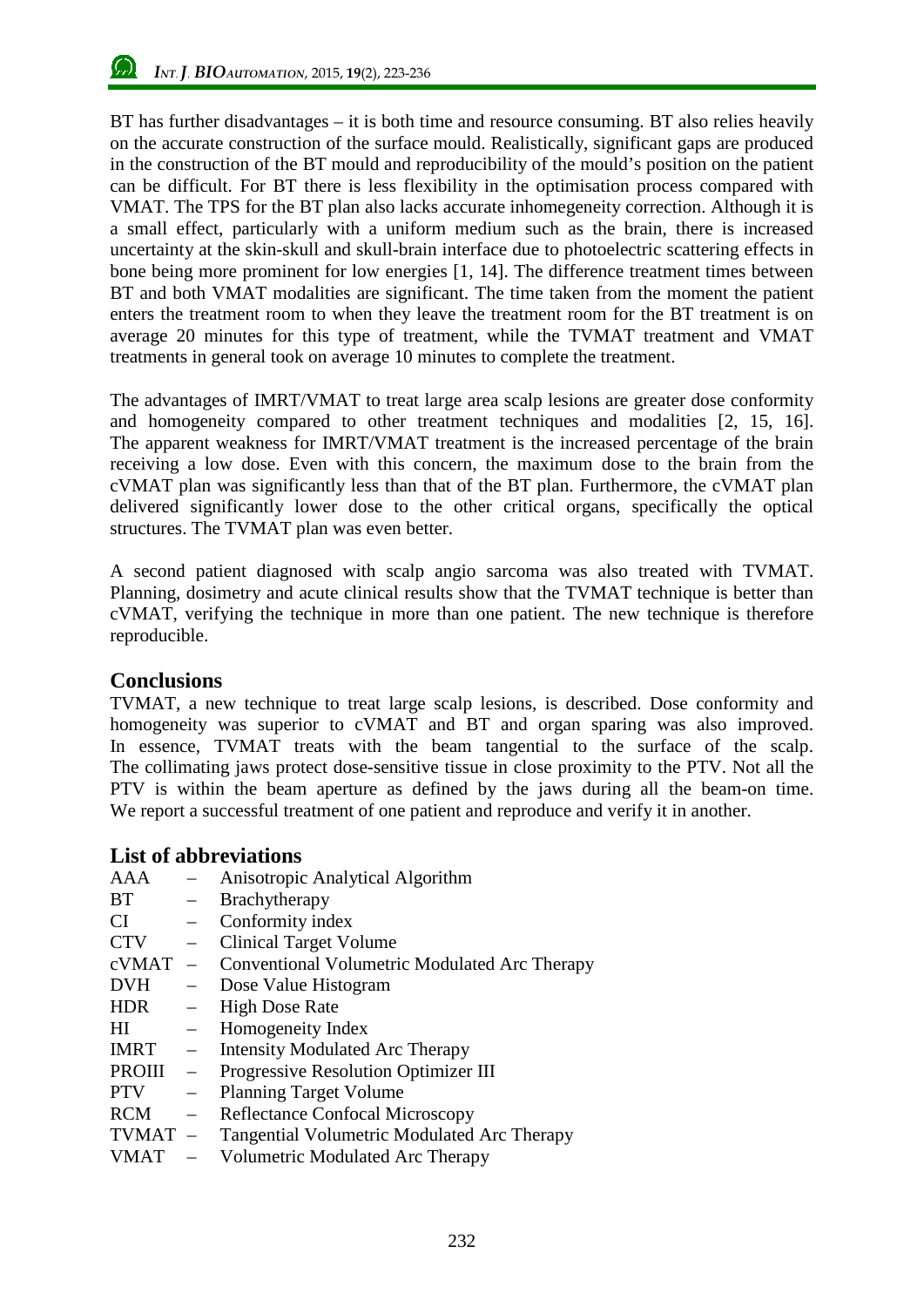BT has further disadvantages – it is both time and resource consuming. BT also relies heavily on the accurate construction of the surface mould. Realistically, significant gaps are produced in the construction of the BT mould and reproducibility of the mould's position on the patient can be difficult. For BT there is less flexibility in the optimisation process compared with VMAT. The TPS for the BT plan also lacks accurate inhomegeneity correction. Although it is a small effect, particularly with a uniform medium such as the brain, there is increased uncertainty at the skin-skull and skull-brain interface due to photoelectric scattering effects in bone being more prominent for low energies [1, 14]. The difference treatment times between BT and both VMAT modalities are significant. The time taken from the moment the patient enters the treatment room to when they leave the treatment room for the BT treatment is on average 20 minutes for this type of treatment, while the TVMAT treatment and VMAT treatments in general took on average 10 minutes to complete the treatment.

The advantages of IMRT/VMAT to treat large area scalp lesions are greater dose conformity and homogeneity compared to other treatment techniques and modalities [2, 15, 16]. The apparent weakness for IMRT/VMAT treatment is the increased percentage of the brain receiving a low dose. Even with this concern, the maximum dose to the brain from the cVMAT plan was significantly less than that of the BT plan. Furthermore, the cVMAT plan delivered significantly lower dose to the other critical organs, specifically the optical structures. The TVMAT plan was even better.

A second patient diagnosed with scalp angio sarcoma was also treated with TVMAT. Planning, dosimetry and acute clinical results show that the TVMAT technique is better than cVMAT, verifying the technique in more than one patient. The new technique is therefore reproducible.

## Conclusions

TVMAT, a new technique to treat large scalp lesions, is described. Dose conformity and homogeneity was superior to cVMAT and BT and organ sparing was also improved. In essence, TVMAT treats with the beam tangential to the surface of the scalp. The collimating jaws protect dose-sensitive tissue in close proximity to the PTV. Not all the PTV is within the beam aperture as defined by the jaws during all the beam-on time. We report a successful treatment of one patient and reproduce and verify it in another.

## List of abbreviations

AAA – Anisotropic Analytical Algorithm
BT – Brachytherapy
CI – Conformity index
CTV – Clinical Target Volume
cVMAT – Conventional Volumetric Modulated Arc Therapy
DVH – Dose Value Histogram
HDR – High Dose Rate
HI – Homogeneity Index
IMRT – Intensity Modulated Arc Therapy
PROIII – Progressive Resolution Optimizer III
PTV – Planning Target Volume
RCM – Reflectance Confocal Microscopy
TVMAT – Tangential Volumetric Modulated Arc Therapy
VMAT – Volumetric Modulated Arc Therapy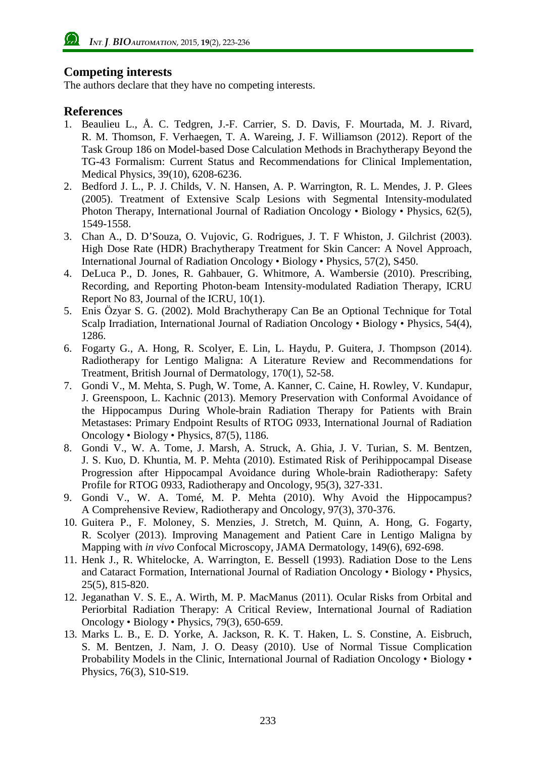## Competing interests

The authors declare that they have no competing interests.

## References

1. Beaulieu L., Å. C. Tedgren, J.-F. Carrier, S. D. Davis, F. Mourtada, M. J. Rivard, R. M. Thomson, F. Verhaegen, T. A. Wareing, J. F. Williamson (2012). Report of the Task Group 186 on Model-based Dose Calculation Methods in Brachytherapy Beyond the TG-43 Formalism: Current Status and Recommendations for Clinical Implementation, Medical Physics, 39(10), 6208-6236.
2. Bedford J. L., P. J. Childs, V. N. Hansen, A. P. Warrington, R. L. Mendes, J. P. Glees (2005). Treatment of Extensive Scalp Lesions with Segmental Intensity-modulated Photon Therapy, International Journal of Radiation Oncology • Biology • Physics, 62(5), 1549-1558.
3. Chan A., D. D'Souza, O. Vujovic, G. Rodrigues, J. T. F Whiston, J. Gilchrist (2003). High Dose Rate (HDR) Brachytherapy Treatment for Skin Cancer: A Novel Approach, International Journal of Radiation Oncology • Biology • Physics, 57(2), S450.
4. DeLuca P., D. Jones, R. Gahbauer, G. Whitmore, A. Wambersie (2010). Prescribing, Recording, and Reporting Photon-beam Intensity-modulated Radiation Therapy, ICRU Report No 83, Journal of the ICRU, 10(1).
5. Enis Özyar S. G. (2002). Mold Brachytherapy Can Be an Optional Technique for Total Scalp Irradiation, International Journal of Radiation Oncology • Biology • Physics, 54(4), 1286.
6. Fogarty G., A. Hong, R. Scolyer, E. Lin, L. Haydu, P. Guitera, J. Thompson (2014). Radiotherapy for Lentigo Maligna: A Literature Review and Recommendations for Treatment, British Journal of Dermatology, 170(1), 52-58.
7. Gondi V., M. Mehta, S. Pugh, W. Tome, A. Kanner, C. Caine, H. Rowley, V. Kundapur, J. Greenspoon, L. Kachnic (2013). Memory Preservation with Conformal Avoidance of the Hippocampus During Whole-brain Radiation Therapy for Patients with Brain Metastases: Primary Endpoint Results of RTOG 0933, International Journal of Radiation Oncology • Biology • Physics, 87(5), 1186.
8. Gondi V., W. A. Tome, J. Marsh, A. Struck, A. Ghia, J. V. Turian, S. M. Bentzen, J. S. Kuo, D. Khuntia, M. P. Mehta (2010). Estimated Risk of Perihippocampal Disease Progression after Hippocampal Avoidance during Whole-brain Radiotherapy: Safety Profile for RTOG 0933, Radiotherapy and Oncology, 95(3), 327-331.
9. Gondi V., W. A. Tomé, M. P. Mehta (2010). Why Avoid the Hippocampus? A Comprehensive Review, Radiotherapy and Oncology, 97(3), 370-376.
10. Guitera P., F. Moloney, S. Menzies, J. Stretch, M. Quinn, A. Hong, G. Fogarty, R. Scolyer (2013). Improving Management and Patient Care in Lentigo Maligna by Mapping with *in vivo* Confocal Microscopy, JAMA Dermatology, 149(6), 692-698.
11. Henk J., R. Whitelocke, A. Warrington, E. Bessell (1993). Radiation Dose to the Lens and Cataract Formation, International Journal of Radiation Oncology • Biology • Physics, 25(5), 815-820.
12. Jeganathan V. S. E., A. Wirth, M. P. MacManus (2011). Ocular Risks from Orbital and Periorbital Radiation Therapy: A Critical Review, International Journal of Radiation Oncology • Biology • Physics, 79(3), 650-659.
13. Marks L. B., E. D. Yorke, A. Jackson, R. K. T. Haken, L. S. Constine, A. Eisbruch, S. M. Bentzen, J. Nam, J. O. Deasy (2010). Use of Normal Tissue Complication Probability Models in the Clinic, International Journal of Radiation Oncology • Biology • Physics, 76(3), S10-S19.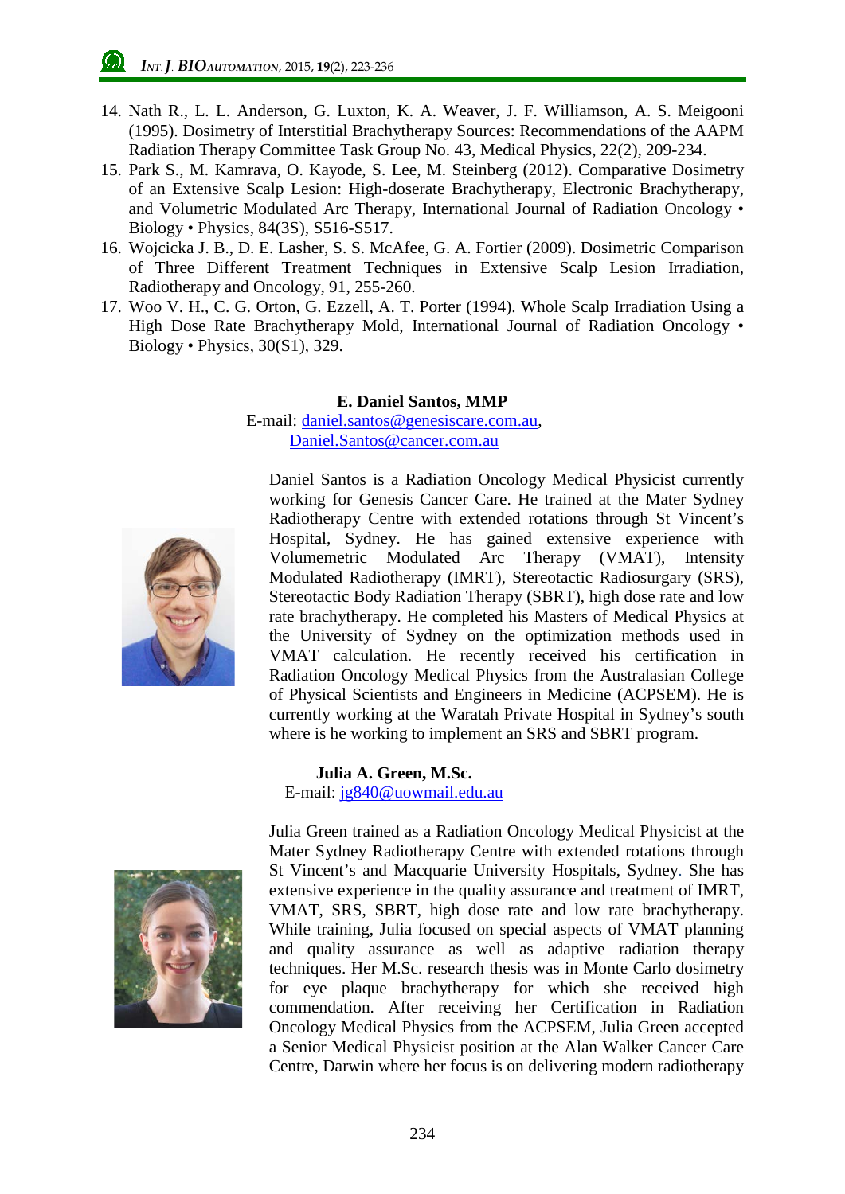14. Nath R., L. L. Anderson, G. Luxton, K. A. Weaver, J. F. Williamson, A. S. Meigooni (1995). Dosimetry of Interstitial Brachytherapy Sources: Recommendations of the AAPM Radiation Therapy Committee Task Group No. 43, Medical Physics, 22(2), 209-234.
15. Park S., M. Kamrava, O. Kayode, S. Lee, M. Steinberg (2012). Comparative Dosimetry of an Extensive Scalp Lesion: High-doserate Brachytherapy, Electronic Brachytherapy, and Volumetric Modulated Arc Therapy, International Journal of Radiation Oncology • Biology • Physics, 84(3S), S516-S517.
16. Wojcicka J. B., D. E. Lasher, S. S. McAfee, G. A. Fortier (2009). Dosimetric Comparison of Three Different Treatment Techniques in Extensive Scalp Lesion Irradiation, Radiotherapy and Oncology, 91, 255-260.
17. Woo V. H., C. G. Orton, G. Ezzell, A. T. Porter (1994). Whole Scalp Irradiation Using a High Dose Rate Brachytherapy Mold, International Journal of Radiation Oncology • Biology • Physics, 30(S1), 329.

**E. Daniel Santos, MMP**
E-mail: daniel.santos@genesiscare.com.au, Daniel.Santos@cancer.com.au

Daniel Santos is a Radiation Oncology Medical Physicist currently working for Genesis Cancer Care. He trained at the Mater Sydney Radiotherapy Centre with extended rotations through St Vincent's Hospital, Sydney. He has gained extensive experience with Volumemetric Modulated Arc Therapy (VMAT), Intensity Modulated Radiotherapy (IMRT), Stereotactic Radiosurgary (SRS), Stereotactic Body Radiation Therapy (SBRT), high dose rate and low rate brachytherapy. He completed his Masters of Medical Physics at the University of Sydney on the optimization methods used in VMAT calculation. He recently received his certification in Radiation Oncology Medical Physics from the Australasian College of Physical Scientists and Engineers in Medicine (ACPSEM). He is currently working at the Waratah Private Hospital in Sydney's south where is he working to implement an SRS and SBRT program.

**Julia A. Green, M.Sc.**
E-mail: jg840@uowmail.edu.au

Julia Green trained as a Radiation Oncology Medical Physicist at the Mater Sydney Radiotherapy Centre with extended rotations through St Vincent's and Macquarie University Hospitals, Sydney. She has extensive experience in the quality assurance and treatment of IMRT, VMAT, SRS, SBRT, high dose rate and low rate brachytherapy. While training, Julia focused on special aspects of VMAT planning and quality assurance as well as adaptive radiation therapy techniques. Her M.Sc. research thesis was in Monte Carlo dosimetry for eye plaque brachytherapy for which she received high commendation. After receiving her Certification in Radiation Oncology Medical Physics from the ACPSEM, Julia Green accepted a Senior Medical Physicist position at the Alan Walker Cancer Care Centre, Darwin where her focus is on delivering modern radiotherapy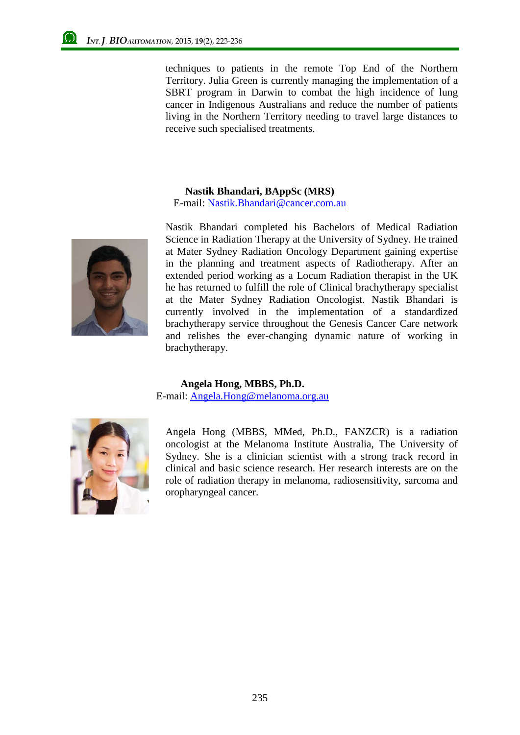techniques to patients in the remote Top End of the Northern Territory. Julia Green is currently managing the implementation of a SBRT program in Darwin to combat the high incidence of lung cancer in Indigenous Australians and reduce the number of patients living in the Northern Territory needing to travel large distances to receive such specialised treatments.

**Nastik Bhandari, BAppSc (MRS)**
E-mail: Nastik.Bhandari@cancer.com.au

Nastik Bhandari completed his Bachelors of Medical Radiation Science in Radiation Therapy at the University of Sydney. He trained at Mater Sydney Radiation Oncology Department gaining expertise in the planning and treatment aspects of Radiotherapy. After an extended period working as a Locum Radiation therapist in the UK he has returned to fulfill the role of Clinical brachytherapy specialist at the Mater Sydney Radiation Oncologist. Nastik Bhandari is currently involved in the implementation of a standardized brachytherapy service throughout the Genesis Cancer Care network and relishes the ever-changing dynamic nature of working in brachytherapy.

**Angela Hong, MBBS, Ph.D.**
E-mail: Angela.Hong@melanoma.org.au

Angela Hong (MBBS, MMed, Ph.D., FANZCR) is a radiation oncologist at the Melanoma Institute Australia, The University of Sydney. She is a clinician scientist with a strong track record in clinical and basic science research. Her research interests are on the role of radiation therapy in melanoma, radiosensitivity, sarcoma and oropharyngeal cancer.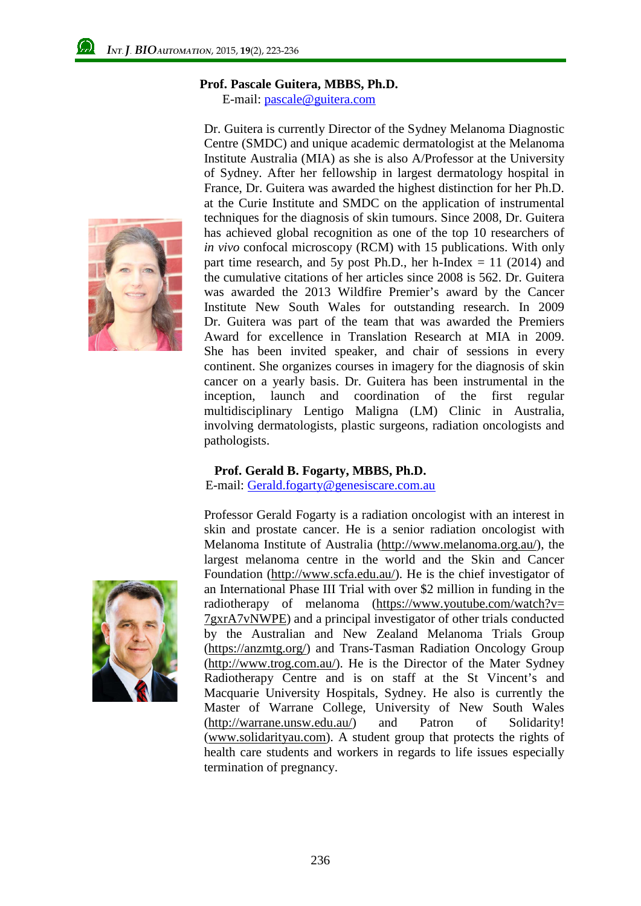**Prof. Pascale Guitera, MBBS, Ph.D.**
E-mail: pascale@guitera.com

Dr. Guitera is currently Director of the Sydney Melanoma Diagnostic Centre (SMDC) and unique academic dermatologist at the Melanoma Institute Australia (MIA) as she is also A/Professor at the University of Sydney. After her fellowship in largest dermatology hospital in France, Dr. Guitera was awarded the highest distinction for her Ph.D. at the Curie Institute and SMDC on the application of instrumental techniques for the diagnosis of skin tumours. Since 2008, Dr. Guitera has achieved global recognition as one of the top 10 researchers of *in vivo* confocal microscopy (RCM) with 15 publications. With only part time research, and 5y post Ph.D., her h-Index = 11 (2014) and the cumulative citations of her articles since 2008 is 562. Dr. Guitera was awarded the 2013 Wildfire Premier's award by the Cancer Institute New South Wales for outstanding research. In 2009 Dr. Guitera was part of the team that was awarded the Premiers Award for excellence in Translation Research at MIA in 2009. She has been invited speaker, and chair of sessions in every continent. She organizes courses in imagery for the diagnosis of skin cancer on a yearly basis. Dr. Guitera has been instrumental in the inception, launch and coordination of the first regular multidisciplinary Lentigo Maligna (LM) Clinic in Australia, involving dermatologists, plastic surgeons, radiation oncologists and pathologists.

**Prof. Gerald B. Fogarty, MBBS, Ph.D.**
E-mail: Gerald.fogarty@genesiscare.com.au

Professor Gerald Fogarty is a radiation oncologist with an interest in skin and prostate cancer. He is a senior radiation oncologist with Melanoma Institute of Australia (http://www.melanoma.org.au/), the largest melanoma centre in the world and the Skin and Cancer Foundation (http://www.scfa.edu.au/). He is the chief investigator of an International Phase III Trial with over $2 million in funding in the radiotherapy of melanoma (https://www.youtube.com/watch?v=7gxrA7vNWPE) and a principal investigator of other trials conducted by the Australian and New Zealand Melanoma Trials Group (https://anzmtg.org/) and Trans-Tasman Radiation Oncology Group (http://www.trog.com.au/). He is the Director of the Mater Sydney Radiotherapy Centre and is on staff at the St Vincent's and Macquarie University Hospitals, Sydney. He also is currently the Master of Warrane College, University of New South Wales (http://warrane.unsw.edu.au/) and Patron of Solidarity! (www.solidarityau.com). A student group that protects the rights of health care students and workers in regards to life issues especially termination of pregnancy.